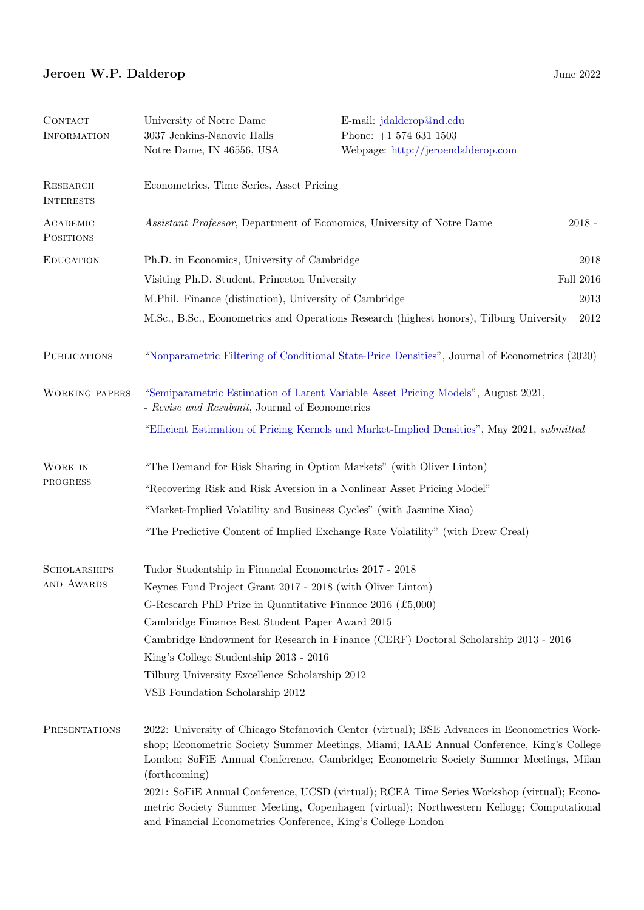# Jeroen W.P. Dalderop

June 2022

## Contact Information

University of Notre Dame
3037 Jenkins-Nanovic Halls
Notre Dame, IN 46556, USA

E-mail: jdalderop@nd.edu
Phone: +1 574 631 1503
Webpage: http://jeroendalderop.com

## Research Interests

Econometrics, Time Series, Asset Pricing

## Academic Positions

*Assistant Professor*, Department of Economics, University of Notre Dame — 2018 -

## Education

- Ph.D. in Economics, University of Cambridge — 2018
- Visiting Ph.D. Student, Princeton University — Fall 2016
- M.Phil. Finance (distinction), University of Cambridge — 2013
- M.Sc., B.Sc., Econometrics and Operations Research (highest honors), Tilburg University — 2012

## Publications

"Nonparametric Filtering of Conditional State-Price Densities", Journal of Econometrics (2020)

## Working Papers

"Semiparametric Estimation of Latent Variable Asset Pricing Models", August 2021,
- *Revise and Resubmit*, Journal of Econometrics

"Efficient Estimation of Pricing Kernels and Market-Implied Densities", May 2021, *submitted*

## Work in Progress

"The Demand for Risk Sharing in Option Markets" (with Oliver Linton)

"Recovering Risk and Risk Aversion in a Nonlinear Asset Pricing Model"

"Market-Implied Volatility and Business Cycles" (with Jasmine Xiao)

"The Predictive Content of Implied Exchange Rate Volatility" (with Drew Creal)

## Scholarships and Awards

- Tudor Studentship in Financial Econometrics 2017 - 2018
- Keynes Fund Project Grant 2017 - 2018 (with Oliver Linton)
- G-Research PhD Prize in Quantitative Finance 2016 (£5,000)
- Cambridge Finance Best Student Paper Award 2015
- Cambridge Endowment for Research in Finance (CERF) Doctoral Scholarship 2013 - 2016
- King's College Studentship 2013 - 2016
- Tilburg University Excellence Scholarship 2012
- VSB Foundation Scholarship 2012

## Presentations

2022: University of Chicago Stefanovich Center (virtual); BSE Advances in Econometrics Workshop; Econometric Society Summer Meetings, Miami; IAAE Annual Conference, King's College London; SoFiE Annual Conference, Cambridge; Econometric Society Summer Meetings, Milan (forthcoming)

2021: SoFiE Annual Conference, UCSD (virtual); RCEA Time Series Workshop (virtual); Econometric Society Summer Meeting, Copenhagen (virtual); Northwestern Kellogg; Computational and Financial Econometrics Conference, King's College London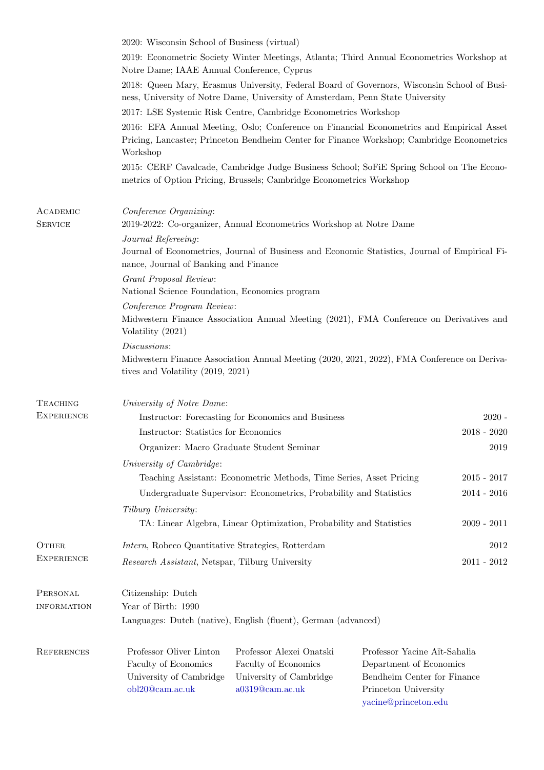2020: Wisconsin School of Business (virtual)

2019: Econometric Society Winter Meetings, Atlanta; Third Annual Econometrics Workshop at Notre Dame; IAAE Annual Conference, Cyprus

2018: Queen Mary, Erasmus University, Federal Board of Governors, Wisconsin School of Business, University of Notre Dame, University of Amsterdam, Penn State University

2017: LSE Systemic Risk Centre, Cambridge Econometrics Workshop

2016: EFA Annual Meeting, Oslo; Conference on Financial Econometrics and Empirical Asset Pricing, Lancaster; Princeton Bendheim Center for Finance Workshop; Cambridge Econometrics Workshop

2015: CERF Cavalcade, Cambridge Judge Business School; SoFiE Spring School on The Econometrics of Option Pricing, Brussels; Cambridge Econometrics Workshop

## Academic Service

*Conference Organizing*:
2019-2022: Co-organizer, Annual Econometrics Workshop at Notre Dame

*Journal Refereeing*:
Journal of Econometrics, Journal of Business and Economic Statistics, Journal of Empirical Finance, Journal of Banking and Finance

*Grant Proposal Review*:
National Science Foundation, Economics program

*Conference Program Review*:
Midwestern Finance Association Annual Meeting (2021), FMA Conference on Derivatives and Volatility (2021)

*Discussions*:
Midwestern Finance Association Annual Meeting (2020, 2021, 2022), FMA Conference on Derivatives and Volatility (2019, 2021)

## Teaching Experience

*University of Notre Dame*:

- Instructor: Forecasting for Economics and Business — 2020 -
- Instructor: Statistics for Economics — 2018 - 2020
- Organizer: Macro Graduate Student Seminar — 2019

*University of Cambridge*:

- Teaching Assistant: Econometric Methods, Time Series, Asset Pricing — 2015 - 2017
- Undergraduate Supervisor: Econometrics, Probability and Statistics — 2014 - 2016

*Tilburg University*:

- TA: Linear Algebra, Linear Optimization, Probability and Statistics — 2009 - 2011

## Other Experience

*Intern*, Robeco Quantitative Strategies, Rotterdam — 2012

*Research Assistant*, Netspar, Tilburg University — 2011 - 2012

## Personal Information

Citizenship: Dutch
Year of Birth: 1990
Languages: Dutch (native), English (fluent), German (advanced)

## References

Professor Oliver Linton
Faculty of Economics
University of Cambridge
obl20@cam.ac.uk

Professor Alexei Onatski
Faculty of Economics
University of Cambridge
a0319@cam.ac.uk

Professor Yacine Aït-Sahalia
Department of Economics
Bendheim Center for Finance
Princeton University
yacine@princeton.edu